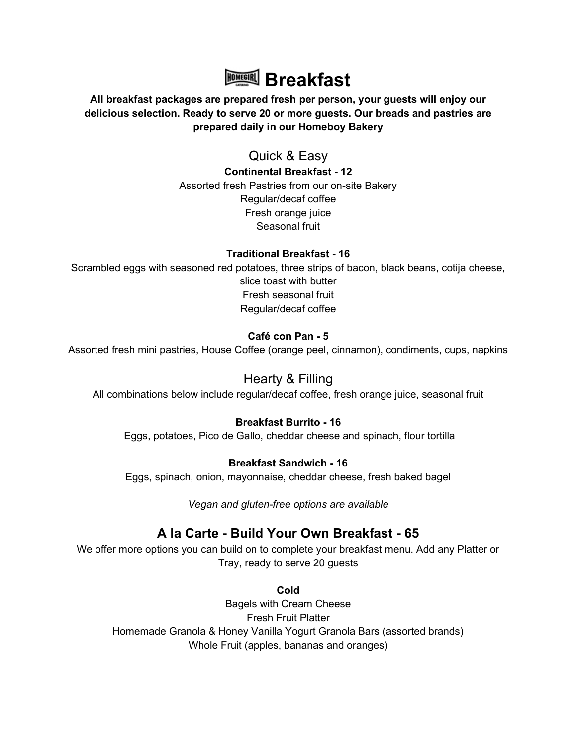# Breakfast

**All breakfast packages are prepared fresh per person, your guests will enjoy our delicious selection. Ready to serve 20 or more guests. Our breads and pastries are prepared daily in our Homeboy Bakery**

## Quick & Easy

**Continental Breakfast - 12**

Assorted fresh Pastries from our on-site Bakery
Regular/decaf coffee
Fresh orange juice
Seasonal fruit

**Traditional Breakfast - 16**

Scrambled eggs with seasoned red potatoes, three strips of bacon, black beans, cotija cheese, slice toast with butter
Fresh seasonal fruit
Regular/decaf coffee

**Café con Pan - 5**

Assorted fresh mini pastries, House Coffee (orange peel, cinnamon), condiments, cups, napkins

## Hearty & Filling

All combinations below include regular/decaf coffee, fresh orange juice, seasonal fruit

**Breakfast Burrito - 16**

Eggs, potatoes, Pico de Gallo, cheddar cheese and spinach, flour tortilla

**Breakfast Sandwich - 16**

Eggs, spinach, onion, mayonnaise, cheddar cheese, fresh baked bagel

*Vegan and gluten-free options are available*

## A la Carte - Build Your Own Breakfast - 65

We offer more options you can build on to complete your breakfast menu. Add any Platter or Tray, ready to serve 20 guests

**Cold**

Bagels with Cream Cheese
Fresh Fruit Platter
Homemade Granola & Honey Vanilla Yogurt Granola Bars (assorted brands)
Whole Fruit (apples, bananas and oranges)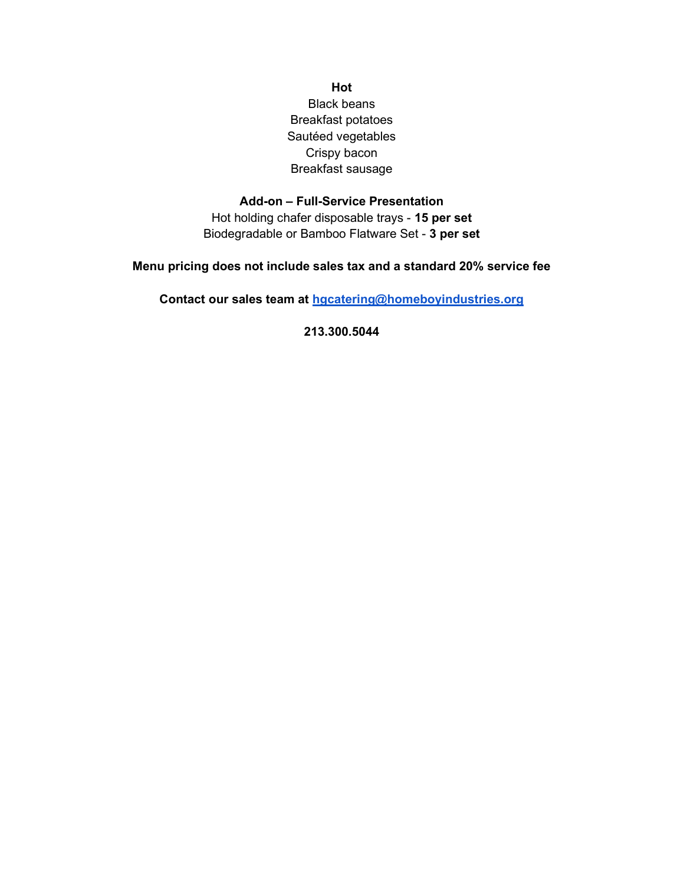**Hot**

Black beans

Breakfast potatoes

Sautéed vegetables

Crispy bacon

Breakfast sausage

**Add-on – Full-Service Presentation**

Hot holding chafer disposable trays - **15 per set**

Biodegradable or Bamboo Flatware Set - **3 per set**

**Menu pricing does not include sales tax and a standard 20% service fee**

**Contact our sales team at hgcatering@homeboyindustries.org**

**213.300.5044**